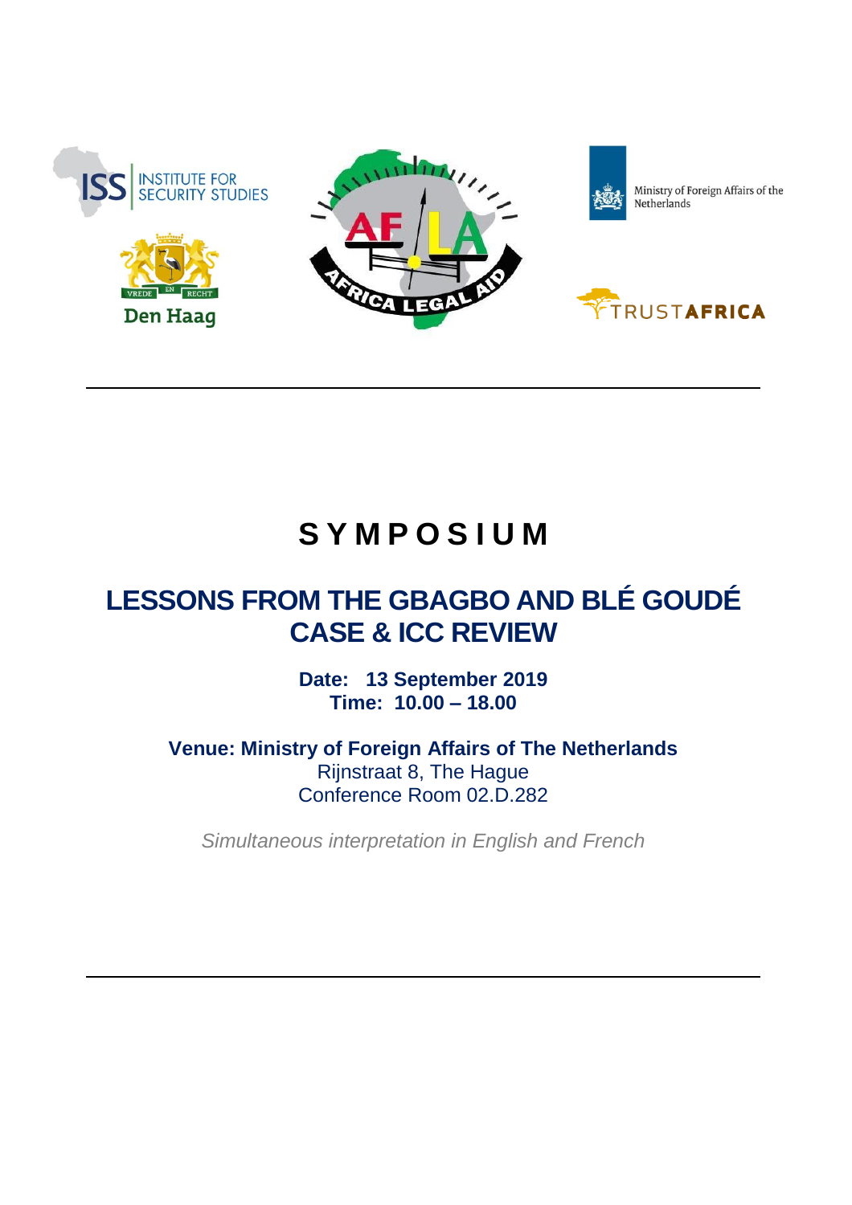# SYMPOSIUM

## LESSONS FROM THE GBAGBO AND BLÉ GOUDÉ CASE & ICC REVIEW

**Date: 13 September 2019**
**Time: 10.00 – 18.00**

**Venue: Ministry of Foreign Affairs of The Netherlands**
Rijnstraat 8, The Hague
Conference Room 02.D.282

*Simultaneous interpretation in English and French*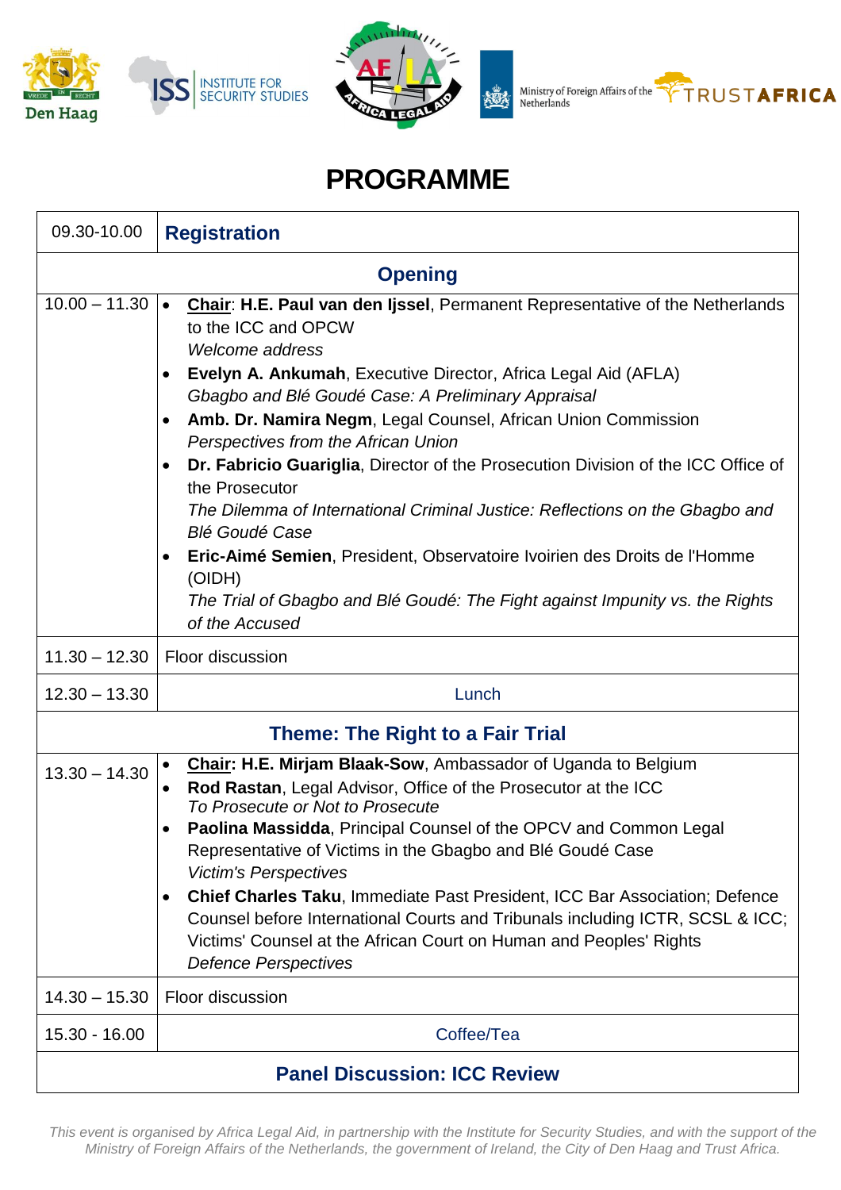# PROGRAMME

| | |
|---|---|
| 09.30-10.00 | **Registration** |
| **Opening** | |
| 10.00 – 11.30 | • **Chair**: **H.E. Paul van den Ijssel**, Permanent Representative of the Netherlands to the ICC and OPCW<br>*Welcome address*<br>• **Evelyn A. Ankumah**, Executive Director, Africa Legal Aid (AFLA)<br>*Gbagbo and Blé Goudé Case: A Preliminary Appraisal*<br>• **Amb. Dr. Namira Negm**, Legal Counsel, African Union Commission<br>*Perspectives from the African Union*<br>• **Dr. Fabricio Guariglia**, Director of the Prosecution Division of the ICC Office of the Prosecutor<br>*The Dilemma of International Criminal Justice: Reflections on the Gbagbo and Blé Goudé Case*<br>• **Eric-Aimé Semien**, President, Observatoire Ivoirien des Droits de l'Homme (OIDH)<br>*The Trial of Gbagbo and Blé Goudé: The Fight against Impunity vs. the Rights of the Accused* |
| 11.30 – 12.30 | Floor discussion |
| 12.30 – 13.30 | Lunch |
| **Theme: The Right to a Fair Trial** | |
| 13.30 – 14.30 | • **Chair: H.E. Mirjam Blaak-Sow**, Ambassador of Uganda to Belgium<br>• **Rod Rastan**, Legal Advisor, Office of the Prosecutor at the ICC<br>*To Prosecute or Not to Prosecute*<br>• **Paolina Massidda**, Principal Counsel of the OPCV and Common Legal Representative of Victims in the Gbagbo and Blé Goudé Case<br>*Victim's Perspectives*<br>• **Chief Charles Taku**, Immediate Past President, ICC Bar Association; Defence Counsel before International Courts and Tribunals including ICTR, SCSL & ICC; Victims' Counsel at the African Court on Human and Peoples' Rights<br>*Defence Perspectives* |
| 14.30 – 15.30 | Floor discussion |
| 15.30 - 16.00 | Coffee/Tea |
| **Panel Discussion: ICC Review** | |

*This event is organised by Africa Legal Aid, in partnership with the Institute for Security Studies, and with the support of the Ministry of Foreign Affairs of the Netherlands, the government of Ireland, the City of Den Haag and Trust Africa.*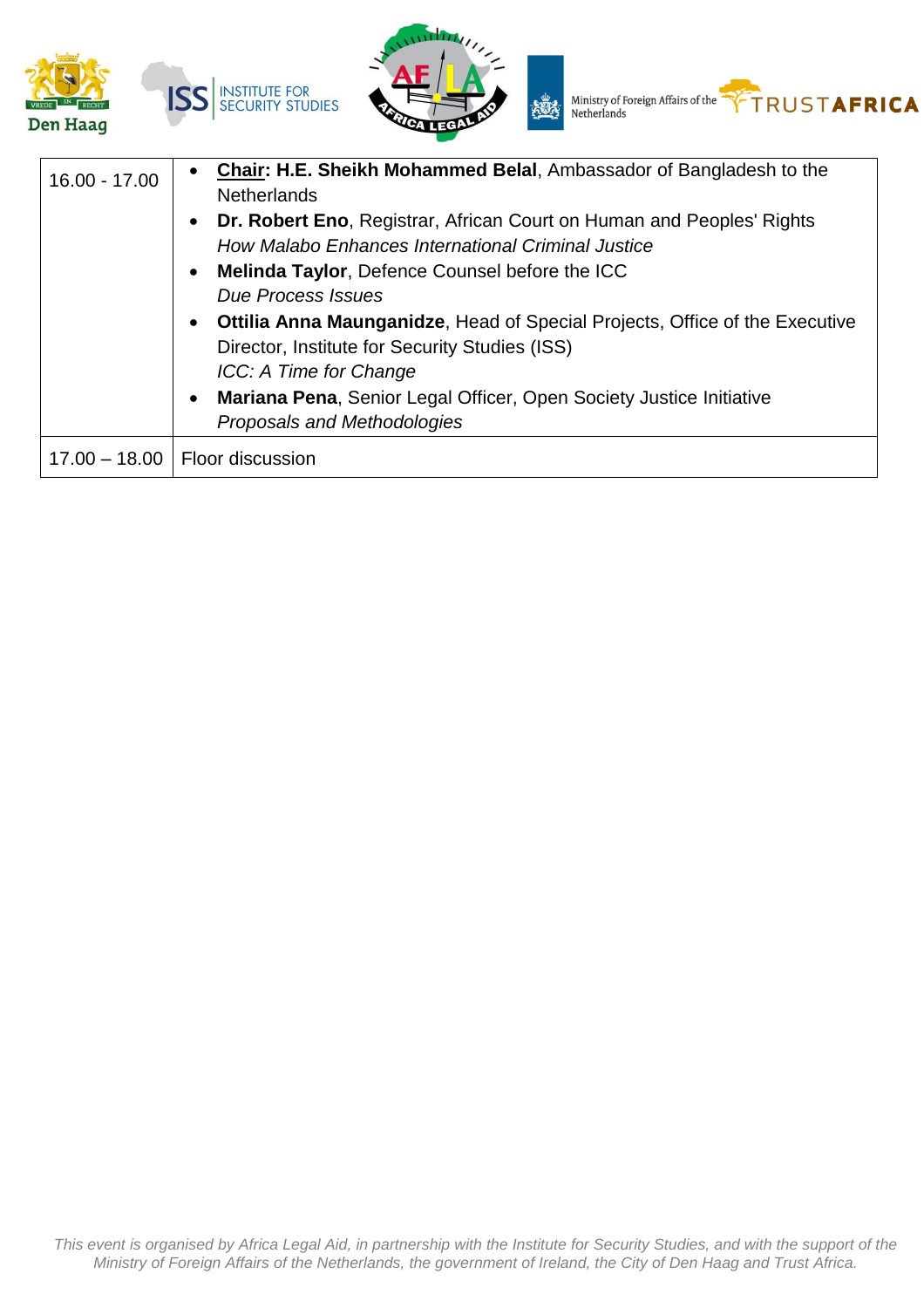| | |
|---|---|
| 16.00 - 17.00 | • **Chair: H.E. Sheikh Mohammed Belal**, Ambassador of Bangladesh to the Netherlands<br>• **Dr. Robert Eno**, Registrar, African Court on Human and Peoples' Rights<br>*How Malabo Enhances International Criminal Justice*<br>• **Melinda Taylor**, Defence Counsel before the ICC<br>*Due Process Issues*<br>• **Ottilia Anna Maunganidze**, Head of Special Projects, Office of the Executive Director, Institute for Security Studies (ISS)<br>*ICC: A Time for Change*<br>• **Mariana Pena**, Senior Legal Officer, Open Society Justice Initiative<br>*Proposals and Methodologies* |
| 17.00 – 18.00 | Floor discussion |

*This event is organised by Africa Legal Aid, in partnership with the Institute for Security Studies, and with the support of the Ministry of Foreign Affairs of the Netherlands, the government of Ireland, the City of Den Haag and Trust Africa.*